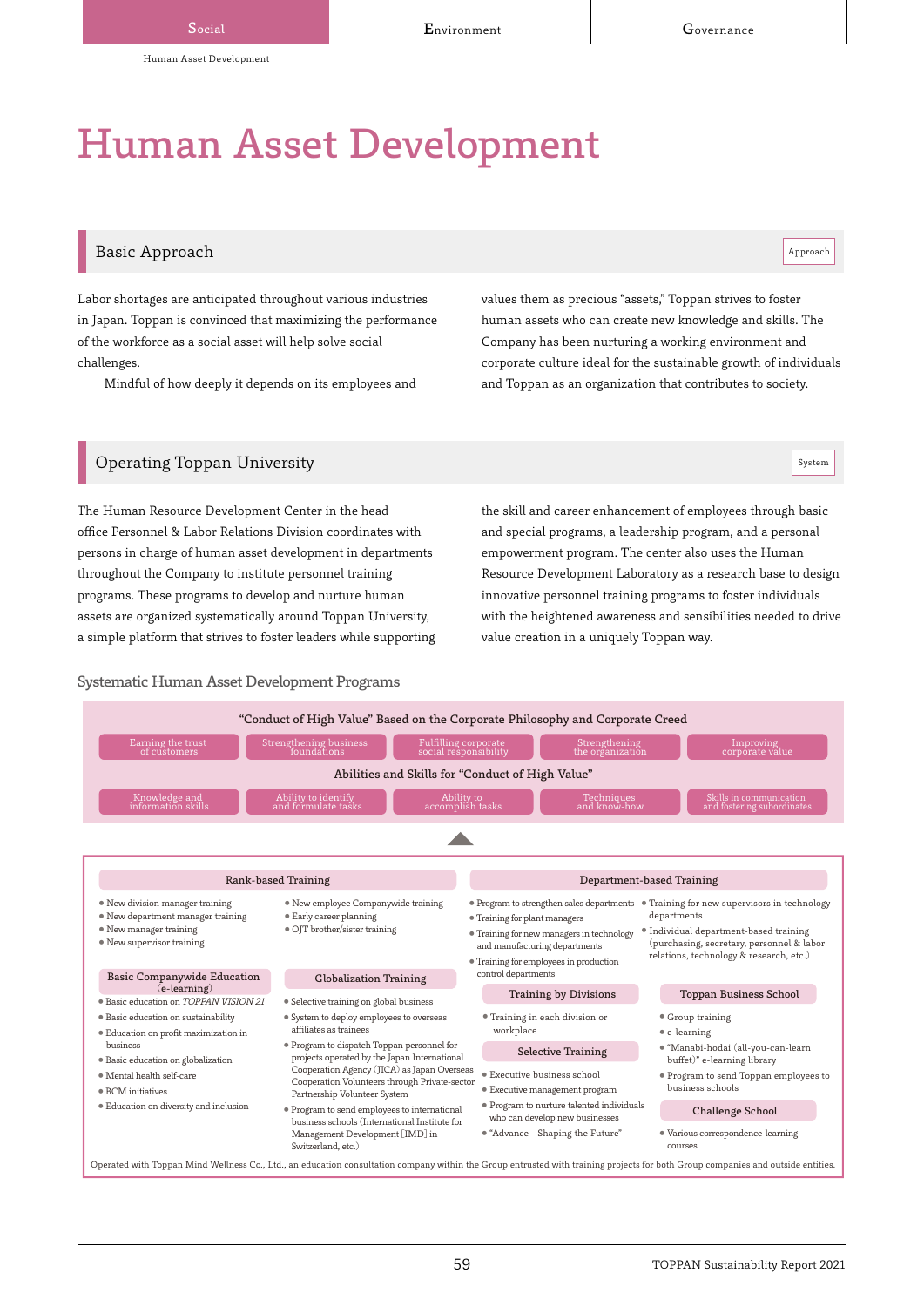# Human Asset Development

## Basic Approach

Approach

Labor shortages are anticipated throughout various industries in Japan. Toppan is convinced that maximizing the performance of the workforce as a social asset will help solve social challenges.

Mindful of how deeply it depends on its employees and values them as precious “assets,” Toppan strives to foster human assets who can create new knowledge and skills. The Company has been nurturing a working environment and corporate culture ideal for the sustainable growth of individuals and Toppan as an organization that contributes to society.

## Operating Toppan University

System

The Human Resource Development Center in the head office Personnel & Labor Relations Division coordinates with persons in charge of human asset development in departments throughout the Company to institute personnel training programs. These programs to develop and nurture human assets are organized systematically around Toppan University, a simple platform that strives to foster leaders while supporting the skill and career enhancement of employees through basic and special programs, a leadership program, and a personal empowerment program. The center also uses the Human Resource Development Laboratory as a research base to design innovative personnel training programs to foster individuals with the heightened awareness and sensibilities needed to drive value creation in a uniquely Toppan way.

### Systematic Human Asset Development Programs

**“Conduct of High Value” Based on the Corporate Philosophy and Corporate Creed**

- Earning the trust of customers
- Strengthening business foundations
- Fulfilling corporate social responsibility
- Strengthening the organization
- Improving corporate value

**Abilities and Skills for “Conduct of High Value”**

- Knowledge and information skills
- Ability to identify and formulate tasks
- Ability to accomplish tasks
- Techniques and know-how
- Skills in communication and fostering subordinates

**Rank-based Training**

- New division manager training
- New department manager training
- New manager training
- New supervisor training
- New employee Companywide training
- Early career planning
- OJT brother/sister training

**Basic Companywide Education (e-learning)**

- Basic education on *TOPPAN VISION 21*
- Basic education on sustainability
- Education on profit maximization in business
- Basic education on globalization
- Mental health self-care
- BCM initiatives
- Education on diversity and inclusion

**Globalization Training**

- Selective training on global business
- System to deploy employees to overseas affiliates as trainees
- Program to dispatch Toppan personnel for projects operated by the Japan International Cooperation Agency (JICA) as Japan Overseas Cooperation Volunteers through Private-sector Partnership Volunteer System
- Program to send employees to international business schools (International Institute for Management Development [IMD] in Switzerland, etc.)

**Department-based Training**

- Program to strengthen sales departments
- Training for plant managers
- Training for new managers in technology and manufacturing departments
- Training for employees in production control departments
- Training for new supervisors in technology departments
- Individual department-based training (purchasing, secretary, personnel & labor relations, technology & research, etc.)

**Training by Divisions**

- Training in each division or workplace

**Selective Training**

- Executive business school
- Executive management program
- Program to nurture talented individuals who can develop new businesses
- “Advance—Shaping the Future”

**Toppan Business School**

- Group training
- e-learning
- “Manabi-hodai (all-you-can-learn buffet)” e-learning library
- Program to send Toppan employees to business schools

**Challenge School**

- Various correspondence-learning courses

Operated with Toppan Mind Wellness Co., Ltd., an education consultation company within the Group entrusted with training projects for both Group companies and outside entities.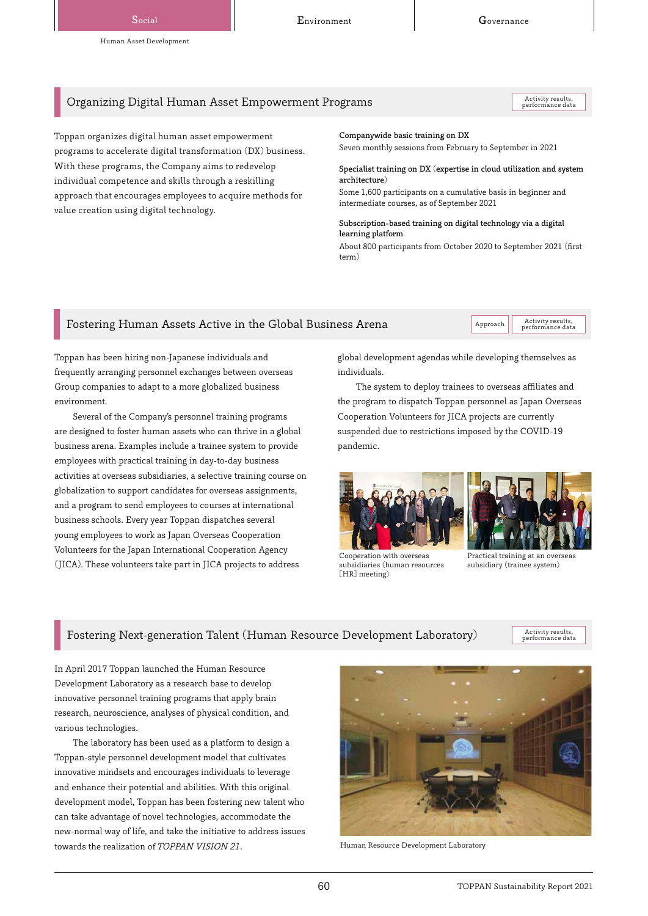## Organizing Digital Human Asset Empowerment Programs

Activity results, performance data

Toppan organizes digital human asset empowerment programs to accelerate digital transformation (DX) business. With these programs, the Company aims to redevelop individual competence and skills through a reskilling approach that encourages employees to acquire methods for value creation using digital technology.

**Companywide basic training on DX**
Seven monthly sessions from February to September in 2021

**Specialist training on DX (expertise in cloud utilization and system architecture)**
Some 1,600 participants on a cumulative basis in beginner and intermediate courses, as of September 2021

**Subscription-based training on digital technology via a digital learning platform**
About 800 participants from October 2020 to September 2021 (first term)

## Fostering Human Assets Active in the Global Business Arena

Approach | Activity results, performance data

Toppan has been hiring non-Japanese individuals and frequently arranging personnel exchanges between overseas Group companies to adapt to a more globalized business environment.

Several of the Company's personnel training programs are designed to foster human assets who can thrive in a global business arena. Examples include a trainee system to provide employees with practical training in day-to-day business activities at overseas subsidiaries, a selective training course on globalization to support candidates for overseas assignments, and a program to send employees to courses at international business schools. Every year Toppan dispatches several young employees to work as Japan Overseas Cooperation Volunteers for the Japan International Cooperation Agency (JICA). These volunteers take part in JICA projects to address global development agendas while developing themselves as individuals.

The system to deploy trainees to overseas affiliates and the program to dispatch Toppan personnel as Japan Overseas Cooperation Volunteers for JICA projects are currently suspended due to restrictions imposed by the COVID-19 pandemic.

Cooperation with overseas subsidiaries (human resources [HR] meeting)

Practical training at an overseas subsidiary (trainee system)

## Fostering Next-generation Talent (Human Resource Development Laboratory)

Activity results, performance data

In April 2017 Toppan launched the Human Resource Development Laboratory as a research base to develop innovative personnel training programs that apply brain research, neuroscience, analyses of physical condition, and various technologies.

The laboratory has been used as a platform to design a Toppan-style personnel development model that cultivates innovative mindsets and encourages individuals to leverage and enhance their potential and abilities. With this original development model, Toppan has been fostering new talent who can take advantage of novel technologies, accommodate the new-normal way of life, and take the initiative to address issues towards the realization of *TOPPAN VISION 21*.

Human Resource Development Laboratory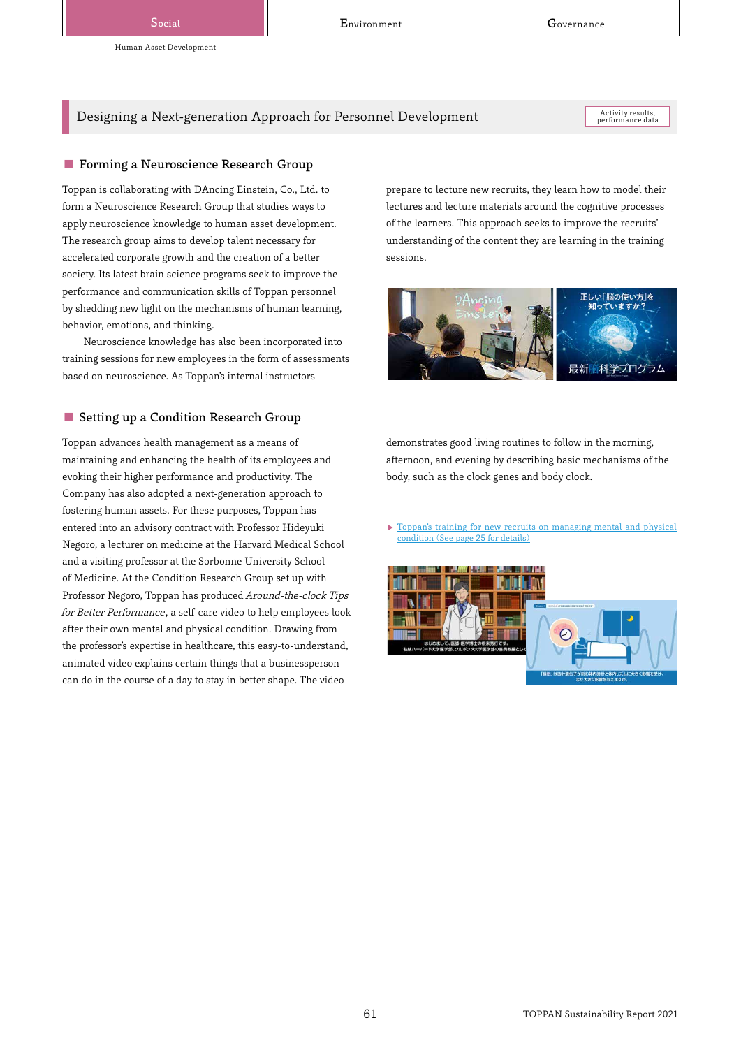## Designing a Next-generation Approach for Personnel Development

Activity results, performance data

### Forming a Neuroscience Research Group

Toppan is collaborating with DAncing Einstein, Co., Ltd. to form a Neuroscience Research Group that studies ways to apply neuroscience knowledge to human asset development. The research group aims to develop talent necessary for accelerated corporate growth and the creation of a better society. Its latest brain science programs seek to improve the performance and communication skills of Toppan personnel by shedding new light on the mechanisms of human learning, behavior, emotions, and thinking.

Neuroscience knowledge has also been incorporated into training sessions for new employees in the form of assessments based on neuroscience. As Toppan's internal instructors prepare to lecture new recruits, they learn how to model their lectures and lecture materials around the cognitive processes of the learners. This approach seeks to improve the recruits' understanding of the content they are learning in the training sessions.

### Setting up a Condition Research Group

Toppan advances health management as a means of maintaining and enhancing the health of its employees and evoking their higher performance and productivity. The Company has also adopted a next-generation approach to fostering human assets. For these purposes, Toppan has entered into an advisory contract with Professor Hideyuki Negoro, a lecturer on medicine at the Harvard Medical School and a visiting professor at the Sorbonne University School of Medicine. At the Condition Research Group set up with Professor Negoro, Toppan has produced *Around-the-clock Tips for Better Performance*, a self-care video to help employees look after their own mental and physical condition. Drawing from the professor's expertise in healthcare, this easy-to-understand, animated video explains certain things that a businessperson can do in the course of a day to stay in better shape. The video demonstrates good living routines to follow in the morning, afternoon, and evening by describing basic mechanisms of the body, such as the clock genes and body clock.

▶ Toppan's training for new recruits on managing mental and physical condition (See page 25 for details)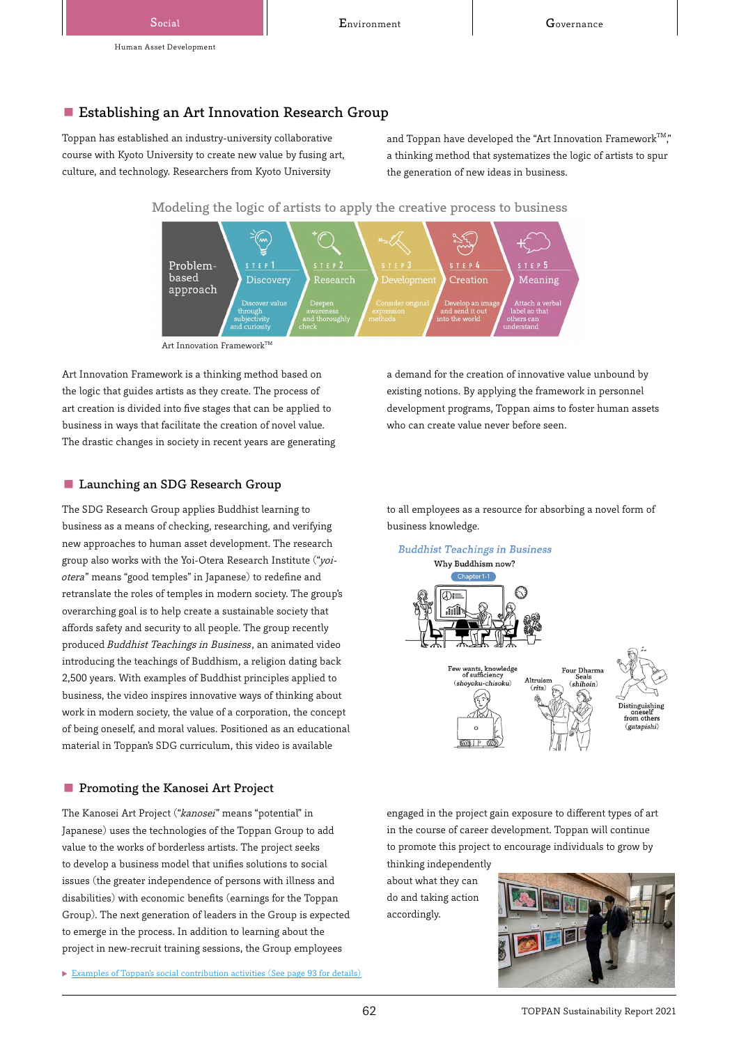## Establishing an Art Innovation Research Group

Toppan has established an industry-university collaborative course with Kyoto University to create new value by fusing art, culture, and technology. Researchers from Kyoto University and Toppan have developed the "Art Innovation Framework™," a thinking method that systematizes the logic of artists to spur the generation of new ideas in business.

Modeling the logic of artists to apply the creative process to business

| Problem-based approach | STEP 1 Discovery | STEP 2 Research | STEP 3 Development | STEP 4 Creation | STEP 5 Meaning |
|---|---|---|---|---|---|
| | Discover value through subjectivity and curiosity | Deepen awareness and thoroughly check | Consider original expression methods | Develop an image and send it out into the world | Attach a verbal label so that others can understand |

Art Innovation Framework™

Art Innovation Framework is a thinking method based on the logic that guides artists as they create. The process of art creation is divided into five stages that can be applied to business in ways that facilitate the creation of novel value. The drastic changes in society in recent years are generating a demand for the creation of innovative value unbound by existing notions. By applying the framework in personnel development programs, Toppan aims to foster human assets who can create value never before seen.

## Launching an SDG Research Group

The SDG Research Group applies Buddhist learning to business as a means of checking, researching, and verifying new approaches to human asset development. The research group also works with the Yoi-Otera Research Institute ("*yoi-otera*" means "good temples" in Japanese) to redefine and retranslate the roles of temples in modern society. The group's overarching goal is to help create a sustainable society that affords safety and security to all people. The group recently produced *Buddhist Teachings in Business*, an animated video introducing the teachings of Buddhism, a religion dating back 2,500 years. With examples of Buddhist principles applied to business, the video inspires innovative ways of thinking about work in modern society, the value of a corporation, the concept of being oneself, and moral values. Positioned as an educational material in Toppan's SDG curriculum, this video is available to all employees as a resource for absorbing a novel form of business knowledge.

*Buddhist Teachings in Business*

Why Buddhism now?

Chapter 1-1

Few wants, knowledge of sufficiency (*shoyoku-chisoku*)

Altruism (*rita*)

Four Dharma Seals (*shihoin*)

Distinguishing oneself from others (*gatapishi*)

## Promoting the Kanosei Art Project

The Kanosei Art Project ("*kanosei*" means "potential" in Japanese) uses the technologies of the Toppan Group to add value to the works of borderless artists. The project seeks to develop a business model that unifies solutions to social issues (the greater independence of persons with illness and disabilities) with economic benefits (earnings for the Toppan Group). The next generation of leaders in the Group is expected to emerge in the process. In addition to learning about the project in new-recruit training sessions, the Group employees engaged in the project gain exposure to different types of art in the course of career development. Toppan will continue to promote this project to encourage individuals to grow by thinking independently about what they can do and taking action accordingly.

▶ Examples of Toppan's social contribution activities (See page 93 for details)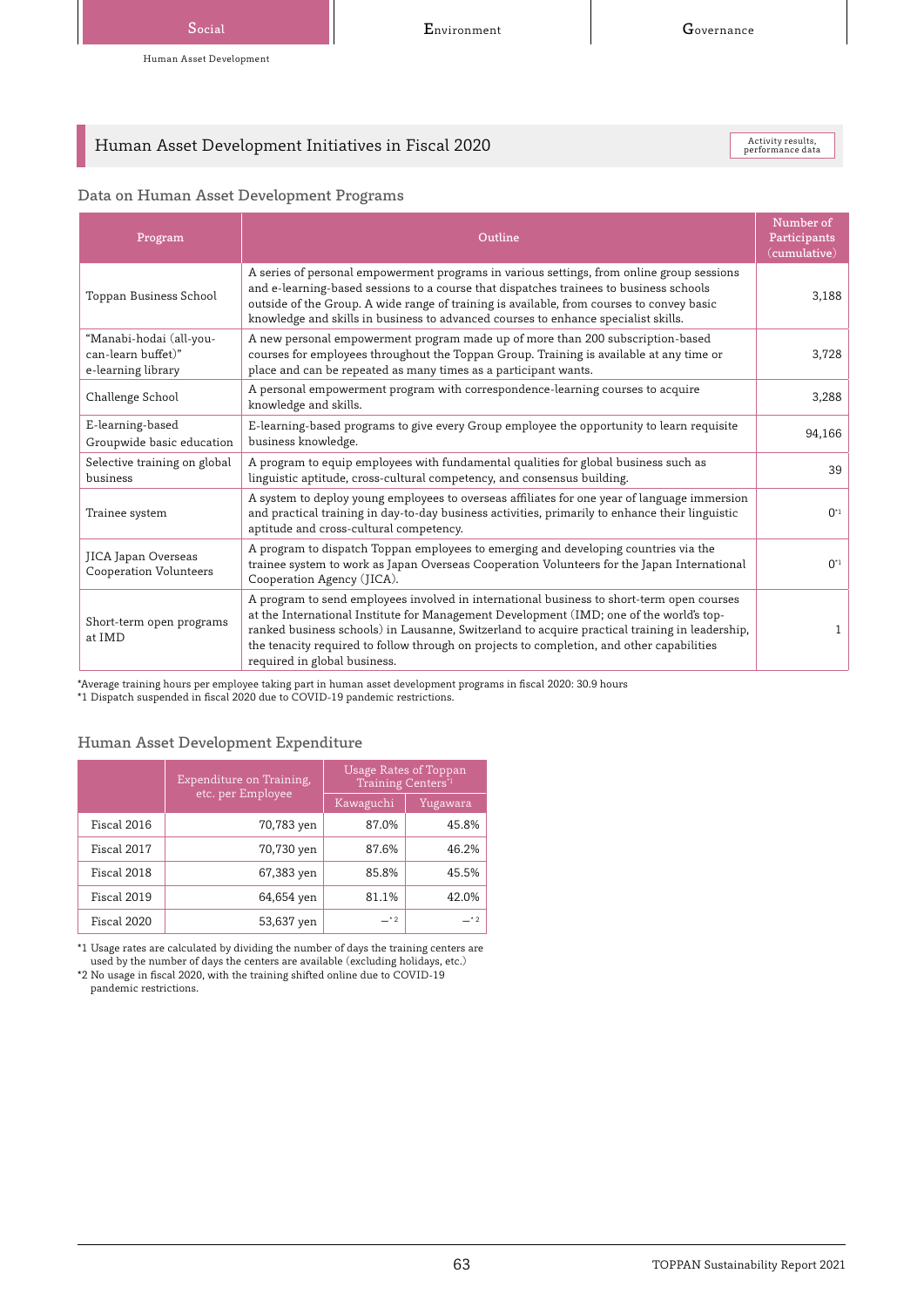## Human Asset Development Initiatives in Fiscal 2020

Activity results, performance data

### Data on Human Asset Development Programs

| Program | Outline | Number of Participants (cumulative) |
|---|---|---|
| Toppan Business School | A series of personal empowerment programs in various settings, from online group sessions and e-learning-based sessions to a course that dispatches trainees to business schools outside of the Group. A wide range of training is available, from courses to convey basic knowledge and skills in business to advanced courses to enhance specialist skills. | 3,188 |
| "Manabi-hodai (all-you-can-learn buffet)" e-learning library | A new personal empowerment program made up of more than 200 subscription-based courses for employees throughout the Toppan Group. Training is available at any time or place and can be repeated as many times as a participant wants. | 3,728 |
| Challenge School | A personal empowerment program with correspondence-learning courses to acquire knowledge and skills. | 3,288 |
| E-learning-based Groupwide basic education | E-learning-based programs to give every Group employee the opportunity to learn requisite business knowledge. | 94,166 |
| Selective training on global business | A program to equip employees with fundamental qualities for global business such as linguistic aptitude, cross-cultural competency, and consensus building. | 39 |
| Trainee system | A system to deploy young employees to overseas affiliates for one year of language immersion and practical training in day-to-day business activities, primarily to enhance their linguistic aptitude and cross-cultural competency. | 0*1 |
| JICA Japan Overseas Cooperation Volunteers | A program to dispatch Toppan employees to emerging and developing countries via the trainee system to work as Japan Overseas Cooperation Volunteers for the Japan International Cooperation Agency (JICA). | 0*1 |
| Short-term open programs at IMD | A program to send employees involved in international business to short-term open courses at the International Institute for Management Development (IMD; one of the world's top-ranked business schools) in Lausanne, Switzerland to acquire practical training in leadership, the tenacity required to follow through on projects to completion, and other capabilities required in global business. | 1 |

*Average training hours per employee taking part in human asset development programs in fiscal 2020: 30.9 hours
*1 Dispatch suspended in fiscal 2020 due to COVID-19 pandemic restrictions.

### Human Asset Development Expenditure

| | Expenditure on Training, etc. per Employee | Usage Rates of Toppan Training Centers*1 | |
|---|---|---|---|
| | | Kawaguchi | Yugawara |
| Fiscal 2016 | 70,783 yen | 87.0% | 45.8% |
| Fiscal 2017 | 70,730 yen | 87.6% | 46.2% |
| Fiscal 2018 | 67,383 yen | 85.8% | 45.5% |
| Fiscal 2019 | 64,654 yen | 81.1% | 42.0% |
| Fiscal 2020 | 53,637 yen | —*2 | —*2 |

*1 Usage rates are calculated by dividing the number of days the training centers are used by the number of days the centers are available (excluding holidays, etc.)
*2 No usage in fiscal 2020, with the training shifted online due to COVID-19 pandemic restrictions.